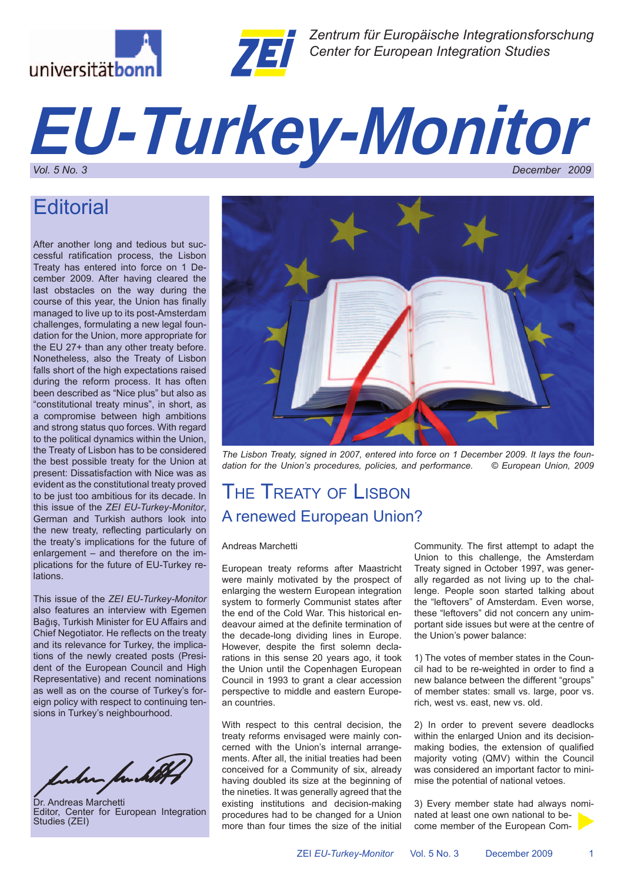Zentrum für Europäische Integrationsforschung
Center for European Integration Studies

# EU-Turkey-Monitor

Vol. 5 No. 3 — December 2009

## Editorial

After another long and tedious but successful ratification process, the Lisbon Treaty has entered into force on 1 December 2009. After having cleared the last obstacles on the way during the course of this year, the Union has finally managed to live up to its post-Amsterdam challenges, formulating a new legal foundation for the Union, more appropriate for the EU 27+ than any other treaty before. Nonetheless, also the Treaty of Lisbon falls short of the high expectations raised during the reform process. It has often been described as "Nice plus" but also as "constitutional treaty minus", in short, as a compromise between high ambitions and strong status quo forces. With regard to the political dynamics within the Union, the Treaty of Lisbon has to be considered the best possible treaty for the Union at present: Dissatisfaction with Nice was as evident as the constitutional treaty proved to be just too ambitious for its decade. In this issue of the *ZEI EU-Turkey-Monitor*, German and Turkish authors look into the new treaty, reflecting particularly on the treaty's implications for the future of enlargement – and therefore on the implications for the future of EU-Turkey relations.

This issue of the *ZEI EU-Turkey-Monitor* also features an interview with Egemen Bağış, Turkish Minister for EU Affairs and Chief Negotiator. He reflects on the treaty and its relevance for Turkey, the implications of the newly created posts (President of the European Council and High Representative) and recent nominations as well as on the course of Turkey's foreign policy with respect to continuing tensions in Turkey's neighbourhood.

Dr. Andreas Marchetti
Editor, Center for European Integration Studies (ZEI)

*The Lisbon Treaty, signed in 2007, entered into force on 1 December 2009. It lays the foundation for the Union's procedures, policies, and performance. © European Union, 2009*

## The Treaty of Lisbon

### A renewed European Union?

Andreas Marchetti

European treaty reforms after Maastricht were mainly motivated by the prospect of enlarging the western European integration system to formerly Communist states after the end of the Cold War. This historical endeavour aimed at the definite termination of the decade-long dividing lines in Europe. However, despite the first solemn declarations in this sense 20 years ago, it took the Union until the Copenhagen European Council in 1993 to grant a clear accession perspective to middle and eastern European countries.

With respect to this central decision, the treaty reforms envisaged were mainly concerned with the Union's internal arrangements. After all, the initial treaties had been conceived for a Community of six, already having doubled its size at the beginning of the nineties. It was generally agreed that the existing institutions and decision-making procedures had to be changed for a Union more than four times the size of the initial Community. The first attempt to adapt the Union to this challenge, the Amsterdam Treaty signed in October 1997, was generally regarded as not living up to the challenge. People soon started talking about the "leftovers" of Amsterdam. Even worse, these "leftovers" did not concern any unimportant side issues but were at the centre of the Union's power balance:

1) The votes of member states in the Council had to be re-weighted in order to find a new balance between the different "groups" of member states: small vs. large, poor vs. rich, west vs. east, new vs. old.

2) In order to prevent severe deadlocks within the enlarged Union and its decision-making bodies, the extension of qualified majority voting (QMV) within the Council was considered an important factor to minimise the potential of national vetoes.

3) Every member state had always nominated at least one own national to become member of the European Com-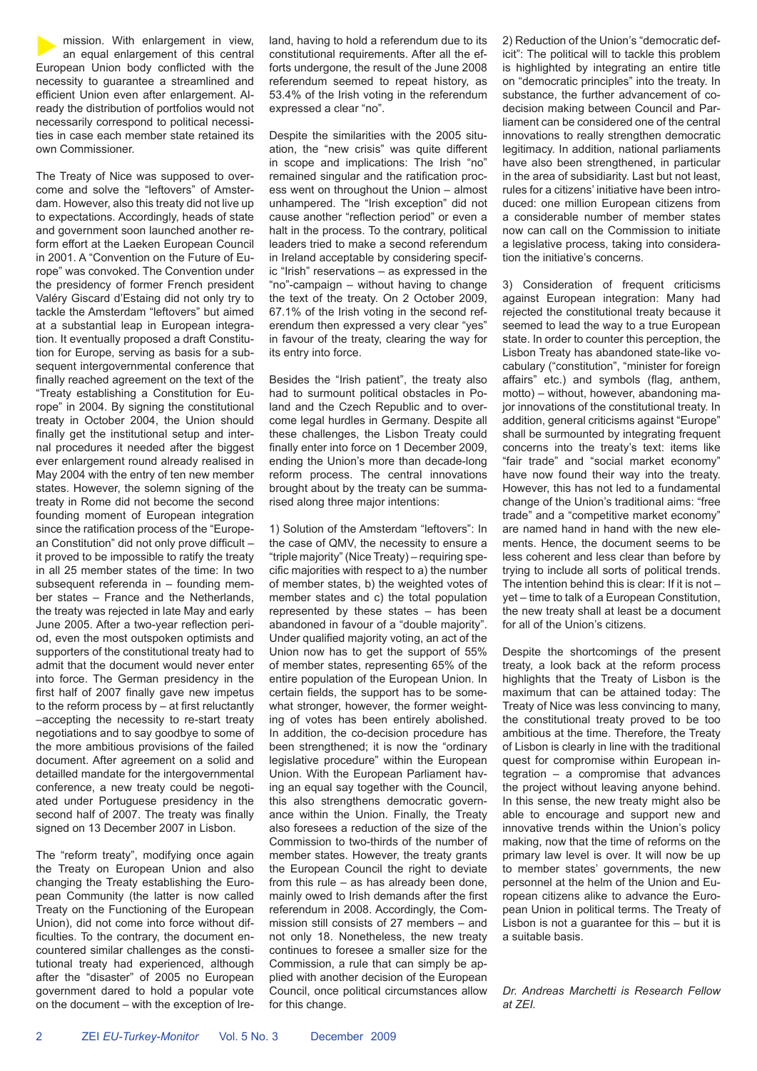mission. With enlargement in view, an equal enlargement of this central European Union body conflicted with the necessity to guarantee a streamlined and efficient Union even after enlargement. Already the distribution of portfolios would not necessarily correspond to political necessities in case each member state retained its own Commissioner.

The Treaty of Nice was supposed to overcome and solve the "leftovers" of Amsterdam. However, also this treaty did not live up to expectations. Accordingly, heads of state and government soon launched another reform effort at the Laeken European Council in 2001. A "Convention on the Future of Europe" was convoked. The Convention under the presidency of former French president Valéry Giscard d'Estaing did not only try to tackle the Amsterdam "leftovers" but aimed at a substantial leap in European integration. It eventually proposed a draft Constitution for Europe, serving as basis for a subsequent intergovernmental conference that finally reached agreement on the text of the "Treaty establishing a Constitution for Europe" in 2004. By signing the constitutional treaty in October 2004, the Union should finally get the institutional setup and internal procedures it needed after the biggest ever enlargement round already realised in May 2004 with the entry of ten new member states. However, the solemn signing of the treaty in Rome did not become the second founding moment of European integration since the ratification process of the "European Constitution" did not only prove difficult – it proved to be impossible to ratify the treaty in all 25 member states of the time: In two subsequent referenda in – founding member states – France and the Netherlands, the treaty was rejected in late May and early June 2005. After a two-year reflection period, even the most outspoken optimists and supporters of the constitutional treaty had to admit that the document would never enter into force. The German presidency in the first half of 2007 finally gave new impetus to the reform process by – at first reluctantly –accepting the necessity to re-start treaty negotiations and to say goodbye to some of the more ambitious provisions of the failed document. After agreement on a solid and detailled mandate for the intergovernmental conference, a new treaty could be negotiated under Portuguese presidency in the second half of 2007. The treaty was finally signed on 13 December 2007 in Lisbon.

The "reform treaty", modifying once again the Treaty on European Union and also changing the Treaty establishing the European Community (the latter is now called Treaty on the Functioning of the European Union), did not come into force without difficulties. To the contrary, the document encountered similar challenges as the constitutional treaty had experienced, although after the "disaster" of 2005 no European government dared to hold a popular vote on the document – with the exception of Ireland, having to hold a referendum due to its constitutional requirements. After all the efforts undergone, the result of the June 2008 referendum seemed to repeat history, as 53.4% of the Irish voting in the referendum expressed a clear "no".

Despite the similarities with the 2005 situation, the "new crisis" was quite different in scope and implications: The Irish "no" remained singular and the ratification process went on throughout the Union – almost unhampered. The "Irish exception" did not cause another "reflection period" or even a halt in the process. To the contrary, political leaders tried to make a second referendum in Ireland acceptable by considering specific "Irish" reservations – as expressed in the "no"-campaign – without having to change the text of the treaty. On 2 October 2009, 67.1% of the Irish voting in the second referendum then expressed a very clear "yes" in favour of the treaty, clearing the way for its entry into force.

Besides the "Irish patient", the treaty also had to surmount political obstacles in Poland and the Czech Republic and to overcome legal hurdles in Germany. Despite all these challenges, the Lisbon Treaty could finally enter into force on 1 December 2009, ending the Union's more than decade-long reform process. The central innovations brought about by the treaty can be summarised along three major intentions:

1) Solution of the Amsterdam "leftovers": In the case of QMV, the necessity to ensure a "triple majority" (Nice Treaty) – requiring specific majorities with respect to a) the number of member states, b) the weighted votes of member states and c) the total population represented by these states – has been abandoned in favour of a "double majority". Under qualified majority voting, an act of the Union now has to get the support of 55% of member states, representing 65% of the entire population of the European Union. In certain fields, the support has to be somewhat stronger, however, the former weighting of votes has been entirely abolished. In addition, the co-decision procedure has been strengthened; it is now the "ordinary legislative procedure" within the European Union. With the European Parliament having an equal say together with the Council, this also strengthens democratic governance within the Union. Finally, the Treaty also foresees a reduction of the size of the Commission to two-thirds of the number of member states. However, the treaty grants the European Council the right to deviate from this rule – as has already been done, mainly owed to Irish demands after the first referendum in 2008. Accordingly, the Commission still consists of 27 members – and not only 18. Nonetheless, the new treaty continues to foresee a smaller size for the Commission, a rule that can simply be applied with another decision of the European Council, once political circumstances allow for this change.

2) Reduction of the Union's "democratic deficit": The political will to tackle this problem is highlighted by integrating an entire title on "democratic principles" into the treaty. In substance, the further advancement of co-decision making between Council and Parliament can be considered one of the central innovations to really strengthen democratic legitimacy. In addition, national parliaments have also been strengthened, in particular in the area of subsidiarity. Last but not least, rules for a citizens' initiative have been introduced: one million European citizens from a considerable number of member states now can call on the Commission to initiate a legislative process, taking into consideration the initiative's concerns.

3) Consideration of frequent criticisms against European integration: Many had rejected the constitutional treaty because it seemed to lead the way to a true European state. In order to counter this perception, the Lisbon Treaty has abandoned state-like vocabulary ("constitution", "minister for foreign affairs" etc.) and symbols (flag, anthem, motto) – without, however, abandoning major innovations of the constitutional treaty. In addition, general criticisms against "Europe" shall be surmounted by integrating frequent concerns into the treaty's text: items like "fair trade" and "social market economy" have now found their way into the treaty. However, this has not led to a fundamental change of the Union's traditional aims: "free trade" and a "competitive market economy" are named hand in hand with the new elements. Hence, the document seems to be less coherent and less clear than before by trying to include all sorts of political trends. The intention behind this is clear: If it is not – yet – time to talk of a European Constitution, the new treaty shall at least be a document for all of the Union's citizens.

Despite the shortcomings of the present treaty, a look back at the reform process highlights that the Treaty of Lisbon is the maximum that can be attained today: The Treaty of Nice was less convincing to many, the constitutional treaty proved to be too ambitious at the time. Therefore, the Treaty of Lisbon is clearly in line with the traditional quest for compromise within European integration – a compromise that advances the project without leaving anyone behind. In this sense, the new treaty might also be able to encourage and support new and innovative trends within the Union's policy making, now that the time of reforms on the primary law level is over. It will now be up to member states' governments, the new personnel at the helm of the Union and European citizens alike to advance the European Union in political terms. The Treaty of Lisbon is not a guarantee for this – but it is a suitable basis.

*Dr. Andreas Marchetti is Research Fellow at ZEI.*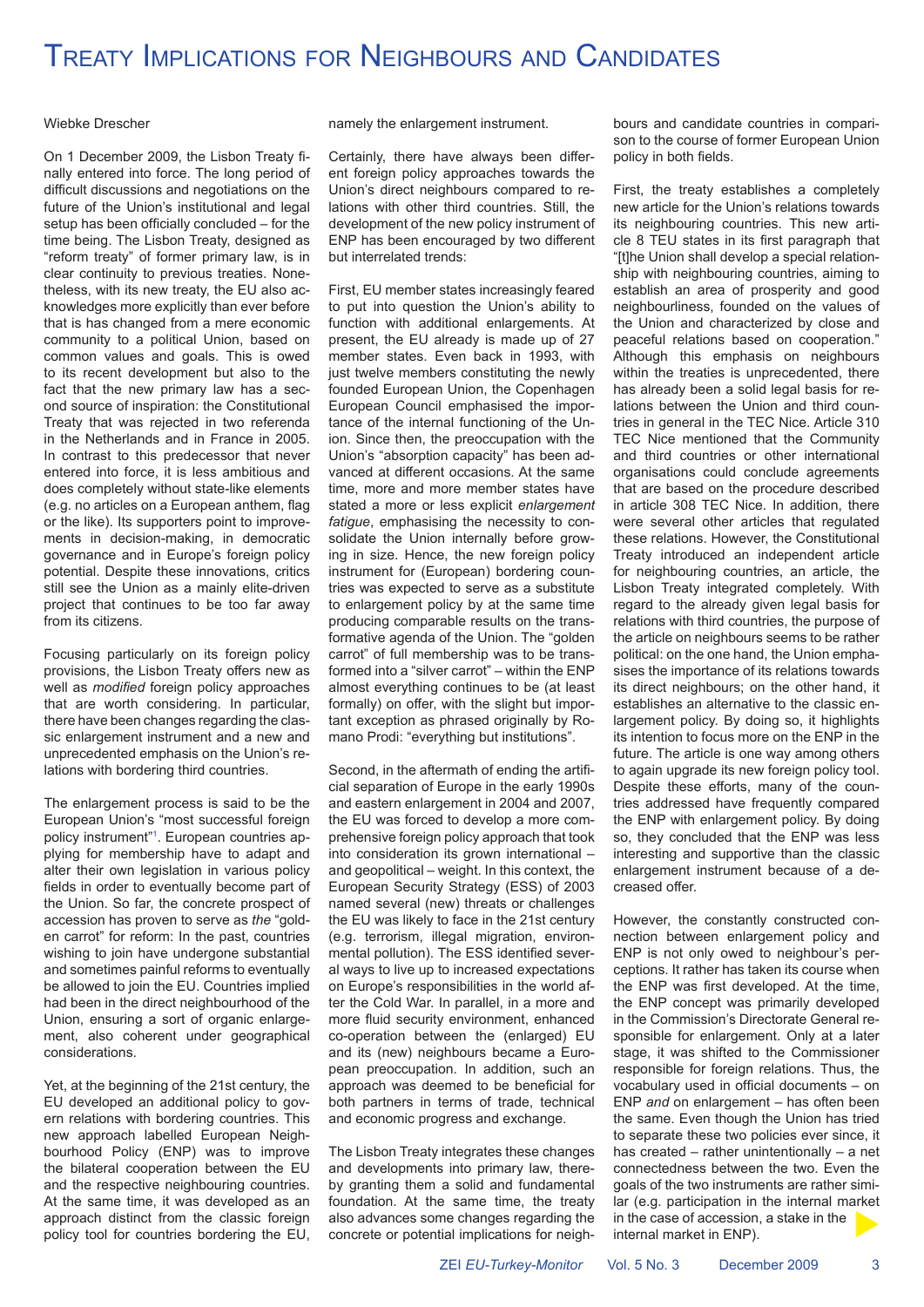# Treaty Implications for Neighbours and Candidates

Wiebke Drescher

On 1 December 2009, the Lisbon Treaty finally entered into force. The long period of difficult discussions and negotiations on the future of the Union's institutional and legal setup has been officially concluded – for the time being. The Lisbon Treaty, designed as "reform treaty" of former primary law, is in clear continuity to previous treaties. Nonetheless, with its new treaty, the EU also acknowledges more explicitly than ever before that is has changed from a mere economic community to a political Union, based on common values and goals. This is owed to its recent development but also to the fact that the new primary law has a second source of inspiration: the Constitutional Treaty that was rejected in two referenda in the Netherlands and in France in 2005. In contrast to this predecessor that never entered into force, it is less ambitious and does completely without state-like elements (e.g. no articles on a European anthem, flag or the like). Its supporters point to improvements in decision-making, in democratic governance and in Europe's foreign policy potential. Despite these innovations, critics still see the Union as a mainly elite-driven project that continues to be too far away from its citizens.

Focusing particularly on its foreign policy provisions, the Lisbon Treaty offers new as well as *modified* foreign policy approaches that are worth considering. In particular, there have been changes regarding the classic enlargement instrument and a new and unprecedented emphasis on the Union's relations with bordering third countries.

The enlargement process is said to be the European Union's "most successful foreign policy instrument"[1]. European countries applying for membership have to adapt and alter their own legislation in various policy fields in order to eventually become part of the Union. So far, the concrete prospect of accession has proven to serve as *the* "golden carrot" for reform: In the past, countries wishing to join have undergone substantial and sometimes painful reforms to eventually be allowed to join the EU. Countries implied had been in the direct neighbourhood of the Union, ensuring a sort of organic enlargement, also coherent under geographical considerations.

Yet, at the beginning of the 21st century, the EU developed an additional policy to govern relations with bordering countries. This new approach labelled European Neighbourhood Policy (ENP) was to improve the bilateral cooperation between the EU and the respective neighbouring countries. At the same time, it was developed as an approach distinct from the classic foreign policy tool for countries bordering the EU, namely the enlargement instrument.

Certainly, there have always been different foreign policy approaches towards the Union's direct neighbours compared to relations with other third countries. Still, the development of the new policy instrument of ENP has been encouraged by two different but interrelated trends:

First, EU member states increasingly feared to put into question the Union's ability to function with additional enlargements. At present, the EU already is made up of 27 member states. Even back in 1993, with just twelve members constituting the newly founded European Union, the Copenhagen European Council emphasised the importance of the internal functioning of the Union. Since then, the preoccupation with the Union's "absorption capacity" has been advanced at different occasions. At the same time, more and more member states have stated a more or less explicit *enlargement fatigue*, emphasising the necessity to consolidate the Union internally before growing in size. Hence, the new foreign policy instrument for (European) bordering countries was expected to serve as a substitute to enlargement policy by at the same time producing comparable results on the transformative agenda of the Union. The "golden carrot" of full membership was to be transformed into a "silver carrot" – within the ENP almost everything continues to be (at least formally) on offer, with the slight but important exception as phrased originally by Romano Prodi: "everything but institutions".

Second, in the aftermath of ending the artificial separation of Europe in the early 1990s and eastern enlargement in 2004 and 2007, the EU was forced to develop a more comprehensive foreign policy approach that took into consideration its grown international – and geopolitical – weight. In this context, the European Security Strategy (ESS) of 2003 named several (new) threats or challenges the EU was likely to face in the 21st century (e.g. terrorism, illegal migration, environmental pollution). The ESS identified several ways to live up to increased expectations on Europe's responsibilities in the world after the Cold War. In parallel, in a more and more fluid security environment, enhanced co-operation between the (enlarged) EU and its (new) neighbours became a European preoccupation. In addition, such an approach was deemed to be beneficial for both partners in terms of trade, technical and economic progress and exchange.

The Lisbon Treaty integrates these changes and developments into primary law, thereby granting them a solid and fundamental foundation. At the same time, the treaty also advances some changes regarding the concrete or potential implications for neighbours and candidate countries in comparison to the course of former European Union policy in both fields.

First, the treaty establishes a completely new article for the Union's relations towards its neighbouring countries. This new article 8 TEU states in its first paragraph that "[t]he Union shall develop a special relationship with neighbouring countries, aiming to establish an area of prosperity and good neighbourliness, founded on the values of the Union and characterized by close and peaceful relations based on cooperation." Although this emphasis on neighbours within the treaties is unprecedented, there has already been a solid legal basis for relations between the Union and third countries in general in the TEC Nice. Article 310 TEC Nice mentioned that the Community and third countries or other international organisations could conclude agreements that are based on the procedure described in article 308 TEC Nice. In addition, there were several other articles that regulated these relations. However, the Constitutional Treaty introduced an independent article for neighbouring countries, an article, the Lisbon Treaty integrated completely. With regard to the already given legal basis for relations with third countries, the purpose of the article on neighbours seems to be rather political: on the one hand, the Union emphasises the importance of its relations towards its direct neighbours; on the other hand, it establishes an alternative to the classic enlargement policy. By doing so, it highlights its intention to focus more on the ENP in the future. The article is one way among others to again upgrade its new foreign policy tool. Despite these efforts, many of the countries addressed have frequently compared the ENP with enlargement policy. By doing so, they concluded that the ENP was less interesting and supportive than the classic enlargement instrument because of a decreased offer.

However, the constantly constructed connection between enlargement policy and ENP is not only owed to neighbour's perceptions. It rather has taken its course when the ENP was first developed. At the time, the ENP concept was primarily developed in the Commission's Directorate General responsible for enlargement. Only at a later stage, it was shifted to the Commissioner responsible for foreign relations. Thus, the vocabulary used in official documents – on ENP *and* on enlargement – has often been the same. Even though the Union has tried to separate these two policies ever since, it has created – rather unintentionally – a net connectedness between the two. Even the goals of the two instruments are rather similar (e.g. participation in the internal market in the case of accession, a stake in the internal market in ENP).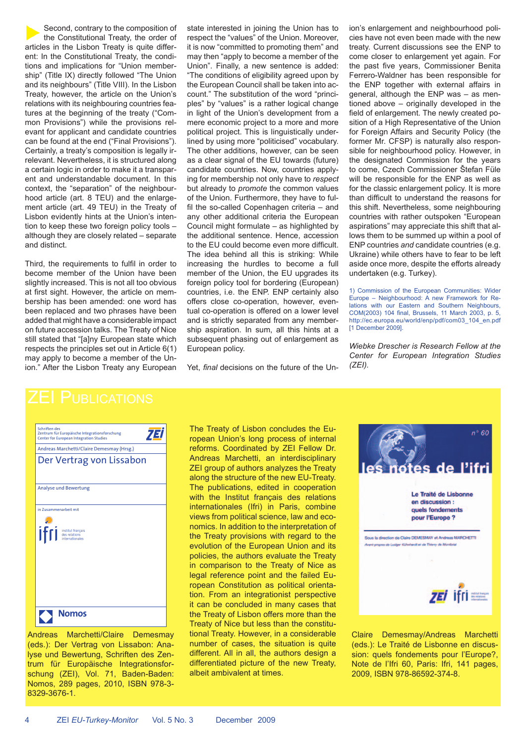Second, contrary to the composition of the Constitutional Treaty, the order of articles in the Lisbon Treaty is quite different: In the Constitutional Treaty, the conditions and implications for "Union membership" (Title IX) directly followed "The Union and its neighbours" (Title VIII). In the Lisbon Treaty, however, the article on the Union's relations with its neighbouring countries features at the beginning of the treaty ("Common Provisions") while the provisions relevant for applicant and candidate countries can be found at the end ("Final Provisions"). Certainly, a treaty's composition is legally irrelevant. Nevertheless, it is structured along a certain logic in order to make it a transparent and understandable document. In this context, the "separation" of the neighbourhood article (art. 8 TEU) and the enlargement article (art. 49 TEU) in the Treaty of Lisbon evidently hints at the Union's intention to keep these two foreign policy tools – although they are closely related – separate and distinct.

Third, the requirements to fulfil in order to become member of the Union have been slightly increased. This is not all too obvious at first sight. However, the article on membership has been amended: one word has been replaced and two phrases have been added that might have a considerable impact on future accession talks. The Treaty of Nice still stated that "[a]ny European state which respects the principles set out in Article 6(1) may apply to become a member of the Union." After the Lisbon Treaty any European state interested in joining the Union has to respect the "values" of the Union. Moreover, it is now "committed to promoting them" and may then "apply to become a member of the Union". Finally, a new sentence is added: "The conditions of eligibility agreed upon by the European Council shall be taken into account." The substitution of the word "principles" by "values" is a rather logical change in light of the Union's development from a mere economic project to a more and more political project. This is linguistically underlined by using more "politicised" vocabulary. The other additions, however, can be seen as a clear signal of the EU towards (future) candidate countries. Now, countries applying for membership not only have to *respect* but already to *promote* the common values of the Union. Furthermore, they have to fulfil the so-called Copenhagen criteria – and any other additional criteria the European Council might formulate – as highlighted by the additional sentence. Hence, accession to the EU could become even more difficult. The idea behind all this is striking: While increasing the hurdles to become a full member of the Union, the EU upgrades its foreign policy tool for bordering (European) countries, i.e. the ENP. ENP certainly also offers close co-operation, however, eventual co-operation is offered on a lower level and is strictly separated from any membership aspiration. In sum, all this hints at a subsequent phasing out of enlargement as European policy.

Yet, *final* decisions on the future of the Union's enlargement and neighbourhood policies have not even been made with the new treaty. Current discussions see the ENP to come closer to enlargement yet again. For the past five years, Commissioner Benita Ferrero-Waldner has been responsible for the ENP together with external affairs in general, although the ENP was – as mentioned above – originally developed in the field of enlargement. The newly created position of a High Representative of the Union for Foreign Affairs and Security Policy (the former Mr. CFSP) is naturally also responsible for neighbourhood policy. However, in the designated Commission for the years to come, Czech Commissioner Štefan Füle will be responsible for the ENP as well as for the classic enlargement policy. It is more than difficult to understand the reasons for this shift. Nevertheless, some neighbouring countries with rather outspoken "European aspirations" may appreciate this shift that allows them to be summed up within a pool of ENP countries *and* candidate countries (e.g. Ukraine) while others have to fear to be left aside once more, despite the efforts already undertaken (e.g. Turkey).

1) Commission of the European Communities: Wider Europe – Neighbourhood: A new Framework for Relations with our Eastern and Southern Neighbours, COM(2003) 104 final, Brussels, 11 March 2003, p. 5, http://ec.europa.eu/world/enp/pdf/com03_104_en.pdf [1 December 2009].

*Wiebke Drescher is Research Fellow at the Center for European Integration Studies (ZEI).*

# ZEI Publications

Andreas Marchetti/Claire Demesmay (eds.): Der Vertrag von Lissabon: Analyse und Bewertung, Schriften des Zentrum für Europäische Integrationsforschung (ZEI), Vol. 71, Baden-Baden: Nomos, 289 pages, 2010, ISBN 978-3-8329-3676-1.

The Treaty of Lisbon concludes the European Union's long process of internal reforms. Coordinated by ZEI Fellow Dr. Andreas Marchetti, an interdisciplinary ZEI group of authors analyzes the Treaty along the structure of the new EU-Treaty. The publications, edited in cooperation with the Institut français des relations internationales (Ifri) in Paris, combine views from political science, law and economics. In addition to the interpretation of the Treaty provisions with regard to the evolution of the European Union and its policies, the authors evaluate the Treaty in comparison to the Treaty of Nice as legal reference point and the failed European Constitution as political orientation. From an integrationist perspective it can be concluded in many cases that the Treaty of Lisbon offers more than the Treaty of Nice but less than the constitutional Treaty. However, in a considerable number of cases, the situation is quite different. All in all, the authors design a differentiated picture of the new Treaty, albeit ambivalent at times.

Claire Demesmay/Andreas Marchetti (eds.): Le Traité de Lisbonne en discussion: quels fondements pour l'Europe?, Note de l'Ifri 60, Paris: Ifri, 141 pages, 2009, ISBN 978-86592-374-8.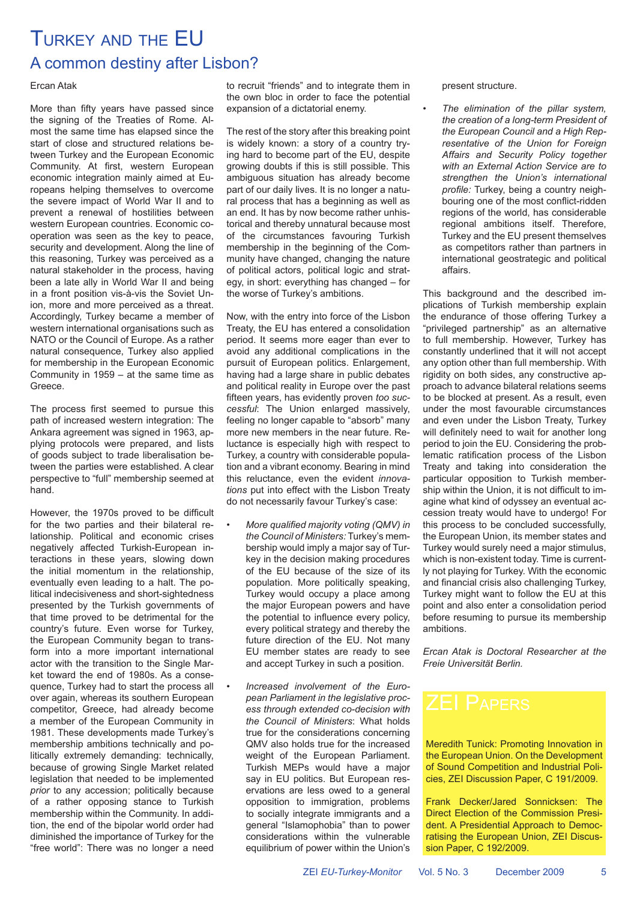# Turkey and the EU

## A common destiny after Lisbon?

Ercan Atak

More than fifty years have passed since the signing of the Treaties of Rome. Almost the same time has elapsed since the start of close and structured relations between Turkey and the European Economic Community. At first, western European economic integration mainly aimed at Europeans helping themselves to overcome the severe impact of World War II and to prevent a renewal of hostilities between western European countries. Economic cooperation was seen as the key to peace, security and development. Along the line of this reasoning, Turkey was perceived as a natural stakeholder in the process, having been a late ally in World War II and being in a front position vis-à-vis the Soviet Union, more and more perceived as a threat. Accordingly, Turkey became a member of western international organisations such as NATO or the Council of Europe. As a rather natural consequence, Turkey also applied for membership in the European Economic Community in 1959 – at the same time as Greece.

The process first seemed to pursue this path of increased western integration: The Ankara agreement was signed in 1963, applying protocols were prepared, and lists of goods subject to trade liberalisation between the parties were established. A clear perspective to "full" membership seemed at hand.

However, the 1970s proved to be difficult for the two parties and their bilateral relationship. Political and economic crises negatively affected Turkish-European interactions in these years, slowing down the initial momentum in the relationship, eventually even leading to a halt. The political indecisiveness and short-sightedness presented by the Turkish governments of that time proved to be detrimental for the country's future. Even worse for Turkey, the European Community began to transform into a more important international actor with the transition to the Single Market toward the end of 1980s. As a consequence, Turkey had to start the process all over again, whereas its southern European competitor, Greece, had already become a member of the European Community in 1981. These developments made Turkey's membership ambitions technically and politically extremely demanding: technically, because of growing Single Market related legislation that needed to be implemented *prior* to any accession; politically because of a rather opposing stance to Turkish membership within the Community. In addition, the end of the bipolar world order had diminished the importance of Turkey for the "free world": There was no longer a need to recruit "friends" and to integrate them in the own bloc in order to face the potential expansion of a dictatorial enemy.

The rest of the story after this breaking point is widely known: a story of a country trying hard to become part of the EU, despite growing doubts if this is still possible. This ambiguous situation has already become part of our daily lives. It is no longer a natural process that has a beginning as well as an end. It has by now become rather unhistorical and thereby unnatural because most of the circumstances favouring Turkish membership in the beginning of the Community have changed, changing the nature of political actors, political logic and strategy, in short: everything has changed – for the worse of Turkey's ambitions.

Now, with the entry into force of the Lisbon Treaty, the EU has entered a consolidation period. It seems more eager than ever to avoid any additional complications in the pursuit of European politics. Enlargement, having had a large share in public debates and political reality in Europe over the past fifteen years, has evidently proven *too successful*: The Union enlarged massively, feeling no longer capable to "absorb" many more new members in the near future. Reluctance is especially high with respect to Turkey, a country with considerable population and a vibrant economy. Bearing in mind this reluctance, even the evident *innovations* put into effect with the Lisbon Treaty do not necessarily favour Turkey's case:

- *More qualified majority voting (QMV) in the Council of Ministers:* Turkey's membership would imply a major say of Turkey in the decision making procedures of the EU because of the size of its population. More politically speaking, Turkey would occupy a place among the major European powers and have the potential to influence every policy, every political strategy and thereby the future direction of the EU. Not many EU member states are ready to see and accept Turkey in such a position.
- *Increased involvement of the European Parliament in the legislative process through extended co-decision with the Council of Ministers*: What holds true for the considerations concerning QMV also holds true for the increased weight of the European Parliament. Turkish MEPs would have a major say in EU politics. But European reservations are less owed to a general opposition to immigration, problems to socially integrate immigrants and a general "Islamophobia" than to power considerations within the vulnerable equilibrium of power within the Union's present structure.
- *The elimination of the pillar system, the creation of a long-term President of the European Council and a High Representative of the Union for Foreign Affairs and Security Policy together with an External Action Service are to strengthen the Union's international profile:* Turkey, being a country neighbouring one of the most conflict-ridden regions of the world, has considerable regional ambitions itself. Therefore, Turkey and the EU present themselves as competitors rather than partners in international geostrategic and political affairs.

This background and the described implications of Turkish membership explain the endurance of those offering Turkey a "privileged partnership" as an alternative to full membership. However, Turkey has constantly underlined that it will not accept any option other than full membership. With rigidity on both sides, any constructive approach to advance bilateral relations seems to be blocked at present. As a result, even under the most favourable circumstances and even under the Lisbon Treaty, Turkey will definitely need to wait for another long period to join the EU. Considering the problematic ratification process of the Lisbon Treaty and taking into consideration the particular opposition to Turkish membership within the Union, it is not difficult to imagine what kind of odyssey an eventual accession treaty would have to undergo! For this process to be concluded successfully, the European Union, its member states and Turkey would surely need a major stimulus, which is non-existent today. Time is currently not playing for Turkey. With the economic and financial crisis also challenging Turkey, Turkey might want to follow the EU at this point and also enter a consolidation period before resuming to pursue its membership ambitions.

*Ercan Atak is Doctoral Researcher at the Freie Universität Berlin.*

## ZEI Papers

Meredith Tunick: Promoting Innovation in the European Union. On the Development of Sound Competition and Industrial Policies, ZEI Discussion Paper, C 191/2009.

Frank Decker/Jared Sonnicksen: The Direct Election of the Commission President. A Presidential Approach to Democratising the European Union, ZEI Discussion Paper, C 192/2009.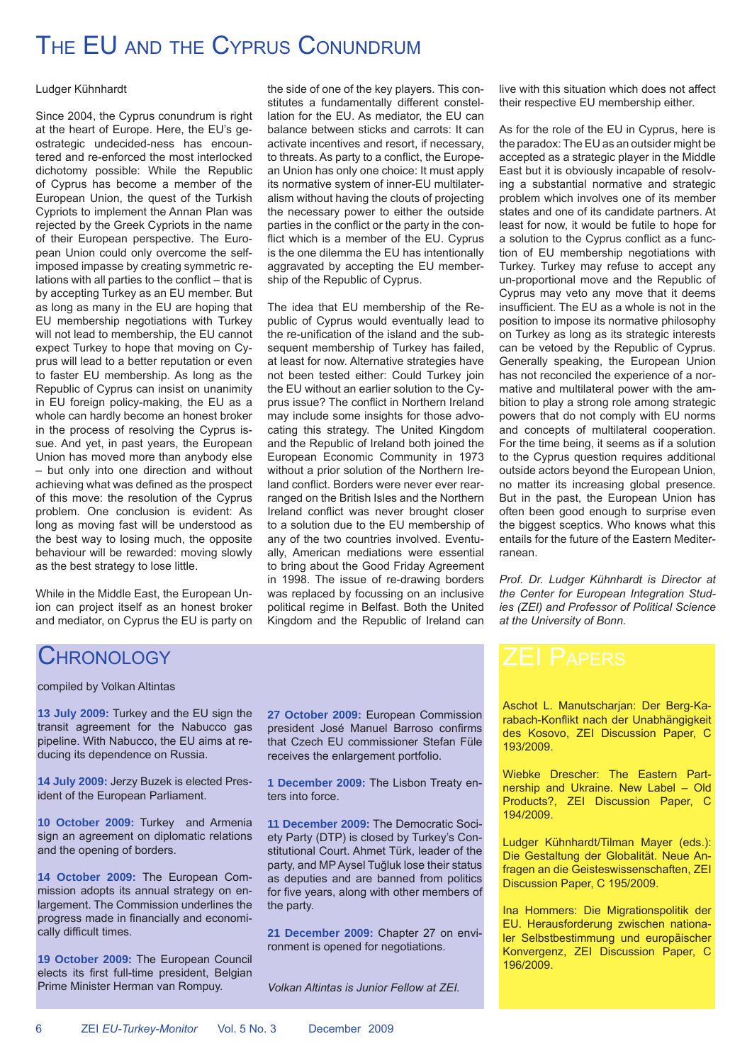# The EU and the Cyprus Conundrum

Ludger Kühnhardt

Since 2004, the Cyprus conundrum is right at the heart of Europe. Here, the EU's geostrategic undecided-ness has encountered and re-enforced the most interlocked dichotomy possible: While the Republic of Cyprus has become a member of the European Union, the quest of the Turkish Cypriots to implement the Annan Plan was rejected by the Greek Cypriots in the name of their European perspective. The European Union could only overcome the self-imposed impasse by creating symmetric relations with all parties to the conflict – that is by accepting Turkey as an EU member. But as long as many in the EU are hoping that EU membership negotiations with Turkey will not lead to membership, the EU cannot expect Turkey to hope that moving on Cyprus will lead to a better reputation or even to faster EU membership. As long as the Republic of Cyprus can insist on unanimity in EU foreign policy-making, the EU as a whole can hardly become an honest broker in the process of resolving the Cyprus issue. And yet, in past years, the European Union has moved more than anybody else – but only into one direction and without achieving what was defined as the prospect of this move: the resolution of the Cyprus problem. One conclusion is evident: As long as moving fast will be understood as the best way to losing much, the opposite behaviour will be rewarded: moving slowly as the best strategy to lose little.

While in the Middle East, the European Union can project itself as an honest broker and mediator, on Cyprus the EU is party on the side of one of the key players. This constitutes a fundamentally different constellation for the EU. As mediator, the EU can balance between sticks and carrots: It can activate incentives and resort, if necessary, to threats. As party to a conflict, the European Union has only one choice: It must apply its normative system of inner-EU multilateralism without having the clouts of projecting the necessary power to either the outside parties in the conflict or the party in the conflict which is a member of the EU. Cyprus is the one dilemma the EU has intentionally aggravated by accepting the EU membership of the Republic of Cyprus.

The idea that EU membership of the Republic of Cyprus would eventually lead to the re-unification of the island and the subsequent membership of Turkey has failed, at least for now. Alternative strategies have not been tested either: Could Turkey join the EU without an earlier solution to the Cyprus issue? The conflict in Northern Ireland may include some insights for those advocating this strategy. The United Kingdom and the Republic of Ireland both joined the European Economic Community in 1973 without a prior solution of the Northern Ireland conflict. Borders were never ever rearranged on the British Isles and the Northern Ireland conflict was never brought closer to a solution due to the EU membership of any of the two countries involved. Eventually, American mediations were essential to bring about the Good Friday Agreement in 1998. The issue of re-drawing borders was replaced by focussing on an inclusive political regime in Belfast. Both the United Kingdom and the Republic of Ireland can live with this situation which does not affect their respective EU membership either.

As for the role of the EU in Cyprus, here is the paradox: The EU as an outsider might be accepted as a strategic player in the Middle East but it is obviously incapable of resolving a substantial normative and strategic problem which involves one of its member states and one of its candidate partners. At least for now, it would be futile to hope for a solution to the Cyprus conflict as a function of EU membership negotiations with Turkey. Turkey may refuse to accept any un-proportional move and the Republic of Cyprus may veto any move that it deems insufficient. The EU as a whole is not in the position to impose its normative philosophy on Turkey as long as its strategic interests can be vetoed by the Republic of Cyprus. Generally speaking, the European Union has not reconciled the experience of a normative and multilateral power with the ambition to play a strong role among strategic powers that do not comply with EU norms and concepts of multilateral cooperation. For the time being, it seems as if a solution to the Cyprus question requires additional outside actors beyond the European Union, no matter its increasing global presence. But in the past, the European Union has often been good enough to surprise even the biggest sceptics. Who knows what this entails for the future of the Eastern Mediterranean.

*Prof. Dr. Ludger Kühnhardt is Director at the Center for European Integration Studies (ZEI) and Professor of Political Science at the University of Bonn.*

# Chronology

compiled by Volkan Altintas

**13 July 2009:** Turkey and the EU sign the transit agreement for the Nabucco gas pipeline. With Nabucco, the EU aims at reducing its dependence on Russia.

**14 July 2009:** Jerzy Buzek is elected President of the European Parliament.

**10 October 2009:** Turkey and Armenia sign an agreement on diplomatic relations and the opening of borders.

**14 October 2009:** The European Commission adopts its annual strategy on enlargement. The Commission underlines the progress made in financially and economically difficult times.

**19 October 2009:** The European Council elects its first full-time president, Belgian Prime Minister Herman van Rompuy.

**27 October 2009:** European Commission president José Manuel Barroso confirms that Czech EU commissioner Stefan Füle receives the enlargement portfolio.

**1 December 2009:** The Lisbon Treaty enters into force.

**11 December 2009:** The Democratic Society Party (DTP) is closed by Turkey's Constitutional Court. Ahmet Türk, leader of the party, and MP Aysel Tuğluk lose their status as deputies and are banned from politics for five years, along with other members of the party.

**21 December 2009:** Chapter 27 on environment is opened for negotiations.

*Volkan Altintas is Junior Fellow at ZEI.*

# ZEI Papers

Aschot L. Manutscharjan: Der Berg-Karabach-Konflikt nach der Unabhängigkeit des Kosovo, ZEI Discussion Paper, C 193/2009.

Wiebke Drescher: The Eastern Partnership and Ukraine. New Label – Old Products?, ZEI Discussion Paper, C 194/2009.

Ludger Kühnhardt/Tilman Mayer (eds.): Die Gestaltung der Globalität. Neue Anfragen an die Geisteswissenschaften, ZEI Discussion Paper, C 195/2009.

Ina Hommers: Die Migrationspolitik der EU. Herausforderung zwischen nationaler Selbstbestimmung und europäischer Konvergenz, ZEI Discussion Paper, C 196/2009.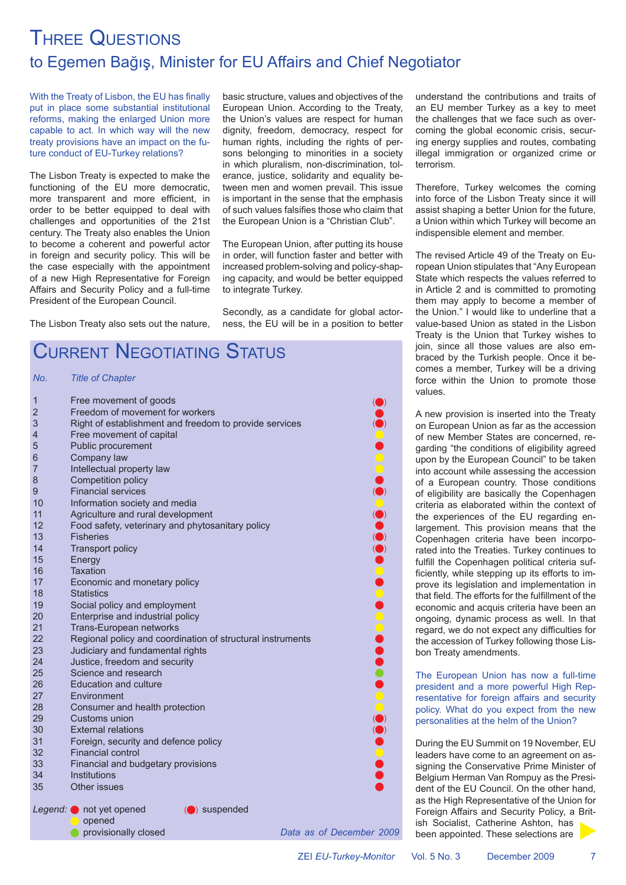# Three Questions

## to Egemen Bağış, Minister for EU Affairs and Chief Negotiator

*With the Treaty of Lisbon, the EU has finally put in place some substantial institutional reforms, making the enlarged Union more capable to act. In which way will the new treaty provisions have an impact on the future conduct of EU-Turkey relations?*

The Lisbon Treaty is expected to make the functioning of the EU more democratic, more transparent and more efficient, in order to be better equipped to deal with challenges and opportunities of the 21st century. The Treaty also enables the Union to become a coherent and powerful actor in foreign and security policy. This will be the case especially with the appointment of a new High Representative for Foreign Affairs and Security Policy and a full-time President of the European Council.

The Lisbon Treaty also sets out the nature, basic structure, values and objectives of the European Union. According to the Treaty, the Union's values are respect for human dignity, freedom, democracy, respect for human rights, including the rights of persons belonging to minorities in a society in which pluralism, non-discrimination, tolerance, justice, solidarity and equality between men and women prevail. This issue is important in the sense that the emphasis of such values falsifies those who claim that the European Union is a "Christian Club".

The European Union, after putting its house in order, will function faster and better with increased problem-solving and policy-shaping capacity, and would be better equipped to integrate Turkey.

Secondly, as a candidate for global actorness, the EU will be in a position to better understand the contributions and traits of an EU member Turkey as a key to meet the challenges that we face such as overcoming the global economic crisis, securing energy supplies and routes, combating illegal immigration or organized crime or terrorism.

Therefore, Turkey welcomes the coming into force of the Lisbon Treaty since it will assist shaping a better Union for the future, a Union within which Turkey will become an indispensable element and member.

The revised Article 49 of the Treaty on European Union stipulates that "Any European State which respects the values referred to in Article 2 and is committed to promoting them may apply to become a member of the Union." I would like to underline that a value-based Union as stated in the Lisbon Treaty is the Union that Turkey wishes to join, since all those values are also embraced by the Turkish people. Once it becomes a member, Turkey will be a driving force within the Union to promote those values.

A new provision is inserted into the Treaty on European Union as far as the accession of new Member States are concerned, regarding "the conditions of eligibility agreed upon by the European Council" to be taken into account while assessing the accession of a European country. Those conditions of eligibility are basically the Copenhagen criteria as elaborated within the context of the experiences of the EU regarding enlargement. This provision means that the Copenhagen criteria have been incorporated into the Treaties. Turkey continues to fulfill the Copenhagen political criteria sufficiently, while stepping up its efforts to improve its legislation and implementation in that field. The efforts for the fulfillment of the economic and acquis criteria have been an ongoing, dynamic process as well. In that regard, we do not expect any difficulties for the accession of Turkey following those Lisbon Treaty amendments.

*The European Union has now a full-time president and a more powerful High Representative for foreign affairs and security policy. What do you expect from the new personalities at the helm of the Union?*

During the EU Summit on 19 November, EU leaders have come to an agreement on assigning the Conservative Prime Minister of Belgium Herman Van Rompuy as the President of the EU Council. On the other hand, as the High Representative of the Union for Foreign Affairs and Security Policy, a British Socialist, Catherine Ashton, has been appointed. These selections are

# Current Negotiating Status

| No. | Title of Chapter | Status |
|---|---|---|
| 1 | Free movement of goods | (●) suspended |
| 2 | Freedom of movement for workers | ● not yet opened |
| 3 | Right of establishment and freedom to provide services | (●) suspended |
| 4 | Free movement of capital | ● opened |
| 5 | Public procurement | ● not yet opened |
| 6 | Company law | ● opened |
| 7 | Intellectual property law | ● opened |
| 8 | Competition policy | ● not yet opened |
| 9 | Financial services | (●) suspended |
| 10 | Information society and media | ● opened |
| 11 | Agriculture and rural development | (●) suspended |
| 12 | Food safety, veterinary and phytosanitary policy | ● not yet opened |
| 13 | Fisheries | (●) suspended |
| 14 | Transport policy | (●) suspended |
| 15 | Energy | ● not yet opened |
| 16 | Taxation | ● opened |
| 17 | Economic and monetary policy | ● not yet opened |
| 18 | Statistics | ● opened |
| 19 | Social policy and employment | ● not yet opened |
| 20 | Enterprise and industrial policy | ● opened |
| 21 | Trans-European networks | ● opened |
| 22 | Regional policy and coordination of structural instruments | ● not yet opened |
| 23 | Judiciary and fundamental rights | ● not yet opened |
| 24 | Justice, freedom and security | ● not yet opened |
| 25 | Science and research | ● provisionally closed |
| 26 | Education and culture | ● not yet opened |
| 27 | Environment | ● opened |
| 28 | Consumer and health protection | ● opened |
| 29 | Customs union | (●) suspended |
| 30 | External relations | (●) suspended |
| 31 | Foreign, security and defence policy | ● not yet opened |
| 32 | Financial control | ● opened |
| 33 | Financial and budgetary provisions | ● not yet opened |
| 34 | Institutions | ● not yet opened |
| 35 | Other issues | ● not yet opened |

*Legend:* red ● not yet opened; yellow ● opened; green ● provisionally closed; (●) suspended

*Data as of December 2009*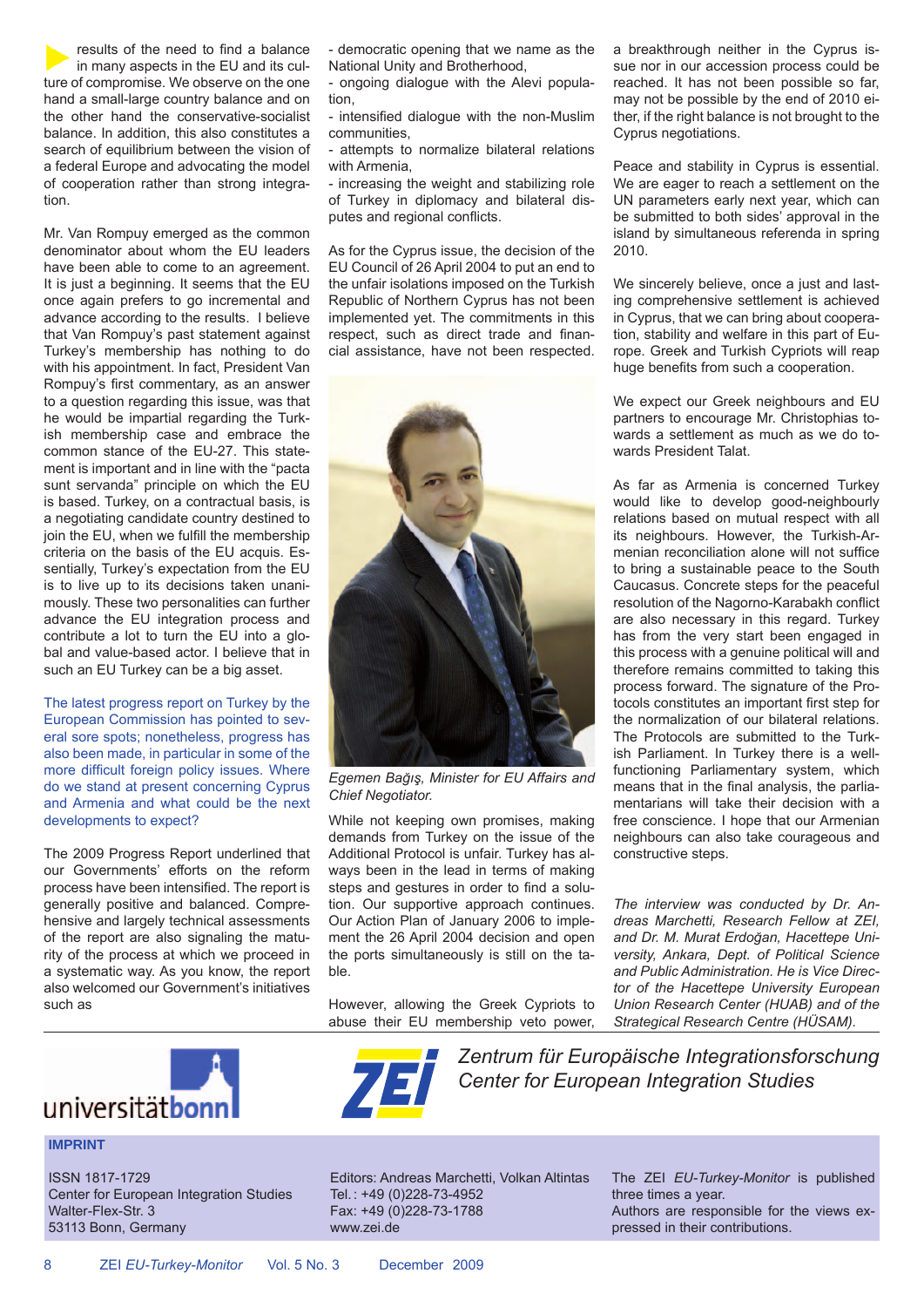results of the need to find a balance in many aspects in the EU and its culture of compromise. We observe on the one hand a small-large country balance and on the other hand the conservative-socialist balance. In addition, this also constitutes a search of equilibrium between the vision of a federal Europe and advocating the model of cooperation rather than strong integration.

Mr. Van Rompuy emerged as the common denominator about whom the EU leaders have been able to come to an agreement. It is just a beginning. It seems that the EU once again prefers to go incremental and advance according to the results. I believe that Van Rompuy's past statement against Turkey's membership has nothing to do with his appointment. In fact, President Van Rompuy's first commentary, as an answer to a question regarding this issue, was that he would be impartial regarding the Turkish membership case and embrace the common stance of the EU-27. This statement is important and in line with the "pacta sunt servanda" principle on which the EU is based. Turkey, on a contractual basis, is a negotiating candidate country destined to join the EU, when we fulfill the membership criteria on the basis of the EU acquis. Essentially, Turkey's expectation from the EU is to live up to its decisions taken unanimously. These two personalities can further advance the EU integration process and contribute a lot to turn the EU into a global and value-based actor. I believe that in such an EU Turkey can be a big asset.

**The latest progress report on Turkey by the European Commission has pointed to several sore spots; nonetheless, progress has also been made, in particular in some of the more difficult foreign policy issues. Where do we stand at present concerning Cyprus and Armenia and what could be the next developments to expect?**

The 2009 Progress Report underlined that our Governments' efforts on the reform process have been intensified. The report is generally positive and balanced. Comprehensive and largely technical assessments of the report are also signaling the maturity of the process at which we proceed in a systematic way. As you know, the report also welcomed our Government's initiatives such as

- democratic opening that we name as the National Unity and Brotherhood,
- ongoing dialogue with the Alevi population,
- intensified dialogue with the non-Muslim communities,
- attempts to normalize bilateral relations with Armenia,
- increasing the weight and stabilizing role of Turkey in diplomacy and bilateral disputes and regional conflicts.

As for the Cyprus issue, the decision of the EU Council of 26 April 2004 to put an end to the unfair isolations imposed on the Turkish Republic of Northern Cyprus has not been implemented yet. The commitments in this respect, such as direct trade and financial assistance, have not been respected.

*Egemen Bağış, Minister for EU Affairs and Chief Negotiator.*

While not keeping own promises, making demands from Turkey on the issue of the Additional Protocol is unfair. Turkey has always been in the lead in terms of making steps and gestures in order to find a solution. Our supportive approach continues. Our Action Plan of January 2006 to implement the 26 April 2004 decision and open the ports simultaneously is still on the table.

However, allowing the Greek Cypriots to abuse their EU membership veto power, a breakthrough neither in the Cyprus issue nor in our accession process could be reached. It has not been possible so far, may not be possible by the end of 2010 either, if the right balance is not brought to the Cyprus negotiations.

Peace and stability in Cyprus is essential. We are eager to reach a settlement on the UN parameters early next year, which can be submitted to both sides' approval in the island by simultaneous referenda in spring 2010.

We sincerely believe, once a just and lasting comprehensive settlement is achieved in Cyprus, that we can bring about cooperation, stability and welfare in this part of Europe. Greek and Turkish Cypriots will reap huge benefits from such a cooperation.

We expect our Greek neighbours and EU partners to encourage Mr. Christophias towards a settlement as much as we do towards President Talat.

As far as Armenia is concerned Turkey would like to develop good-neighbourly relations based on mutual respect with all its neighbours. However, the Turkish-Armenian reconciliation alone will not suffice to bring a sustainable peace to the South Caucasus. Concrete steps for the peaceful resolution of the Nagorno-Karabakh conflict are also necessary in this regard. Turkey has from the very start been engaged in this process with a genuine political will and therefore remains committed to taking this process forward. The signature of the Protocols constitutes an important first step for the normalization of our bilateral relations. The Protocols were submitted to the Turkish Parliament. In Turkey there is a well-functioning Parliamentary system, which means that in the final analysis, the parliamentarians will take their decision with a free conscience. I hope that our Armenian neighbours can also take courageous and constructive steps.

*The interview was conducted by Dr. Andreas Marchetti, Research Fellow at ZEI, and Dr. M. Murat Erdoğan, Hacettepe University, Ankara, Dept. of Political Science and Public Administration. He is Vice Director of the Hacettepe University European Union Research Center (HUAB) and of the Strategical Research Centre (HÜSAM).*

universitätbonn

ZEI

*Zentrum für Europäische Integrationsforschung*
*Center for European Integration Studies*

**IMPRINT**

ISSN 1817-1729
Center for European Integration Studies
Walter-Flex-Str. 3
53113 Bonn, Germany

Editors: Andreas Marchetti, Volkan Altintas
Tel.: +49 (0)228-73-4952
Fax: +49 (0)228-73-1788
www.zei.de

The ZEI *EU-Turkey-Monitor* is published three times a year.
Authors are responsible for the views expressed in their contributions.